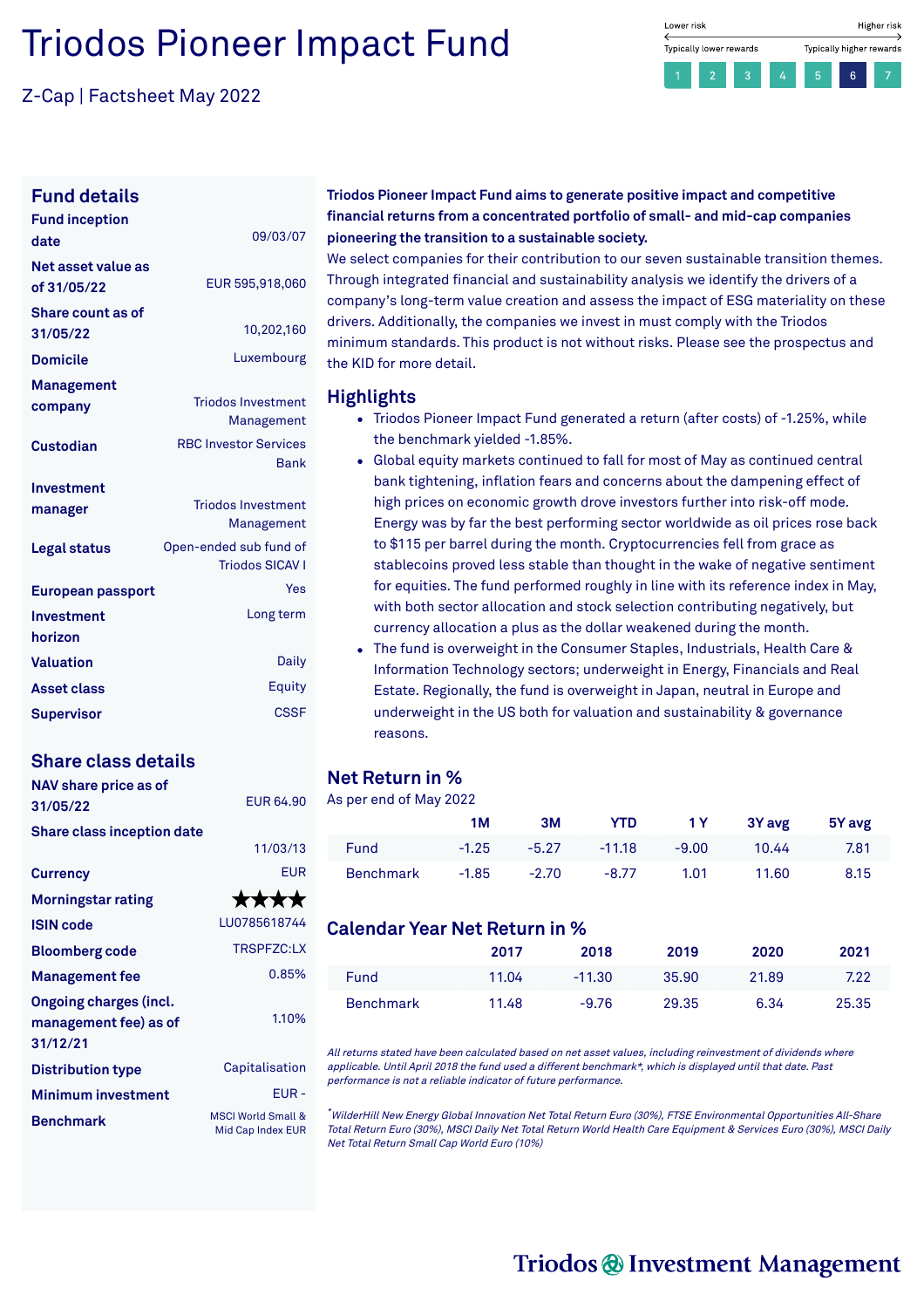# Triodos Pioneer Impact Fund

Z-Cap | Factsheet May 2022

Lower risk — Higher risk
Typically lower rewards — Typically higher rewards

| 1 | 2 | 3 | 4 | 5 | **6** | 7 |
|---|---|---|---|---|---|---|

## Fund details

| | |
|---|---|
| **Fund inception date** | 09/03/07 |
| **Net asset value as of 31/05/22** | EUR 595,918,060 |
| **Share count as of 31/05/22** | 10,202,160 |
| **Domicile** | Luxembourg |
| **Management company** | Triodos Investment Management |
| **Custodian** | RBC Investor Services Bank |
| **Investment manager** | Triodos Investment Management |
| **Legal status** | Open-ended sub fund of Triodos SICAV I |
| **European passport** | Yes |
| **Investment horizon** | Long term |
| **Valuation** | Daily |
| **Asset class** | Equity |
| **Supervisor** | CSSF |

## Share class details

| | |
|---|---|
| **NAV share price as of 31/05/22** | EUR 64.90 |
| **Share class inception date** | 11/03/13 |
| **Currency** | EUR |
| **Morningstar rating** | ★★★★ |
| **ISIN code** | LU0785618744 |
| **Bloomberg code** | TRSPFZC:LX |
| **Management fee** | 0.85% |
| **Ongoing charges (incl. management fee) as of 31/12/21** | 1.10% |
| **Distribution type** | Capitalisation |
| **Minimum investment** | EUR - |
| **Benchmark** | MSCI World Small & Mid Cap Index EUR |

**Triodos Pioneer Impact Fund aims to generate positive impact and competitive financial returns from a concentrated portfolio of small- and mid-cap companies pioneering the transition to a sustainable society.**

We select companies for their contribution to our seven sustainable transition themes. Through integrated financial and sustainability analysis we identify the drivers of a company's long-term value creation and assess the impact of ESG materiality on these drivers. Additionally, the companies we invest in must comply with the Triodos minimum standards. This product is not without risks. Please see the prospectus and the KID for more detail.

## Highlights

- Triodos Pioneer Impact Fund generated a return (after costs) of -1.25%, while the benchmark yielded -1.85%.
- Global equity markets continued to fall for most of May as continued central bank tightening, inflation fears and concerns about the dampening effect of high prices on economic growth drove investors further into risk-off mode. Energy was by far the best performing sector worldwide as oil prices rose back to $115 per barrel during the month. Cryptocurrencies fell from grace as stablecoins proved less stable than thought in the wake of negative sentiment for equities. The fund performed roughly in line with its reference index in May, with both sector allocation and stock selection contributing negatively, but currency allocation a plus as the dollar weakened during the month.
- The fund is overweight in the Consumer Staples, Industrials, Health Care & Information Technology sectors; underweight in Energy, Financials and Real Estate. Regionally, the fund is overweight in Japan, neutral in Europe and underweight in the US both for valuation and sustainability & governance reasons.

## Net Return in %

As per end of May 2022

| | 1M | 3M | YTD | 1 Y | 3Y avg | 5Y avg |
|---|---|---|---|---|---|---|
| Fund | -1.25 | -5.27 | -11.18 | -9.00 | 10.44 | 7.81 |
| Benchmark | -1.85 | -2.70 | -8.77 | 1.01 | 11.60 | 8.15 |

## Calendar Year Net Return in %

| | 2017 | 2018 | 2019 | 2020 | 2021 |
|---|---|---|---|---|---|
| Fund | 11.04 | -11.30 | 35.90 | 21.89 | 7.22 |
| Benchmark | 11.48 | -9.76 | 29.35 | 6.34 | 25.35 |

*All returns stated have been calculated based on net asset values, including reinvestment of dividends where applicable. Until April 2018 the fund used a different benchmark\*, which is displayed until that date. Past performance is not a reliable indicator of future performance.*

*\*WilderHill New Energy Global Innovation Net Total Return Euro (30%), FTSE Environmental Opportunities All-Share Total Return Euro (30%), MSCI Daily Net Total Return World Health Care Equipment & Services Euro (30%), MSCI Daily Net Total Return Small Cap World Euro (10%)*

Triodos Investment Management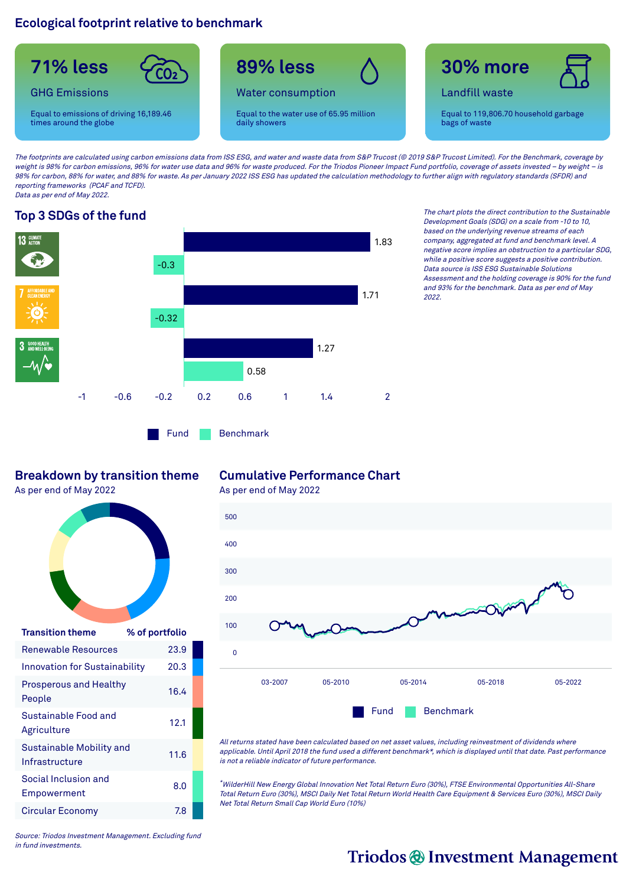## Ecological footprint relative to benchmark

**71% less**
GHG Emissions
Equal to emissions of driving 16,189.46 times around the globe

**89% less**
Water consumption
Equal to the water use of 65.95 million daily showers

**30% more**
Landfill waste
Equal to 119,806.70 household garbage bags of waste

*The footprints are calculated using carbon emissions data from ISS ESG, and water and waste data from S&P Trucost (© 2019 S&P Trucost Limited). For the Benchmark, coverage by weight is 98% for carbon emissions, 96% for water use data and 96% for waste produced. For the Triodos Pioneer Impact Fund portfolio, coverage of assets invested – by weight – is 98% for carbon, 88% for water, and 88% for waste. As per January 2022 ISS ESG has updated the calculation methodology to further align with regulatory standards (SFDR) and reporting frameworks (PCAF and TCFD).*
*Data as per end of May 2022.*

## Top 3 SDGs of the fund

| SDG | Fund | Benchmark |
|---|---|---|
| 13 Climate Action | 1.83 | -0.3 |
| 7 Affordable and Clean Energy | 1.71 | -0.32 |
| 3 Good Health and Well-Being | 1.27 | 0.58 |

*The chart plots the direct contribution to the Sustainable Development Goals (SDG) on a scale from -10 to 10, based on the underlying revenue streams of each company, aggregated at fund and benchmark level. A negative score implies an obstruction to a particular SDG, while a positive score suggests a positive contribution. Data source is ISS ESG Sustainable Solutions Assessment and the holding coverage is 90% for the fund and 93% for the benchmark. Data as per end of May 2022.*

## Breakdown by transition theme

As per end of May 2022

| Transition theme | % of portfolio |
|---|---|
| Renewable Resources | 23.9 |
| Innovation for Sustainability | 20.3 |
| Prosperous and Healthy People | 16.4 |
| Sustainable Food and Agriculture | 12.1 |
| Sustainable Mobility and Infrastructure | 11.6 |
| Social Inclusion and Empowerment | 8.0 |
| Circular Economy | 7.8 |

*Source: Triodos Investment Management. Excluding fund in fund investments.*

## Cumulative Performance Chart

As per end of May 2022

*All returns stated have been calculated based on net asset values, including reinvestment of dividends where applicable. Until April 2018 the fund used a different benchmark\*, which is displayed until that date. Past performance is not a reliable indicator of future performance.*

*\*WilderHill New Energy Global Innovation Net Total Return Euro (30%), FTSE Environmental Opportunities All-Share Total Return Euro (30%), MSCI Daily Net Total Return World Health Care Equipment & Services Euro (30%), MSCI Daily Net Total Return Small Cap World Euro (10%)*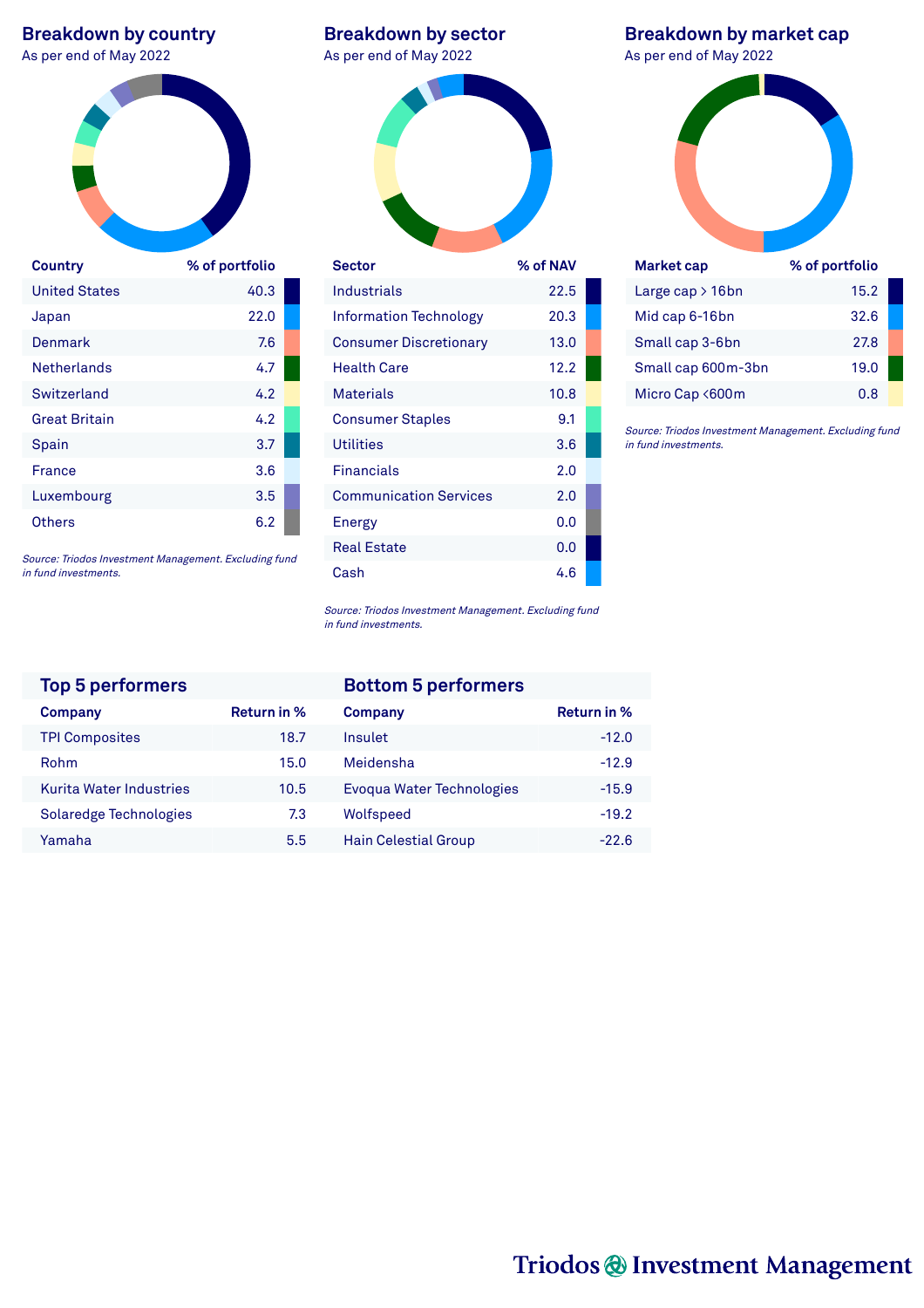## Breakdown by country

As per end of May 2022

| Country | % of portfolio |
|---|---|
| United States | 40.3 |
| Japan | 22.0 |
| Denmark | 7.6 |
| Netherlands | 4.7 |
| Switzerland | 4.2 |
| Great Britain | 4.2 |
| Spain | 3.7 |
| France | 3.6 |
| Luxembourg | 3.5 |
| Others | 6.2 |

*Source: Triodos Investment Management. Excluding fund in fund investments.*

## Breakdown by sector

As per end of May 2022

| Sector | % of NAV |
|---|---|
| Industrials | 22.5 |
| Information Technology | 20.3 |
| Consumer Discretionary | 13.0 |
| Health Care | 12.2 |
| Materials | 10.8 |
| Consumer Staples | 9.1 |
| Utilities | 3.6 |
| Financials | 2.0 |
| Communication Services | 2.0 |
| Energy | 0.0 |
| Real Estate | 0.0 |
| Cash | 4.6 |

*Source: Triodos Investment Management. Excluding fund in fund investments.*

## Breakdown by market cap

As per end of May 2022

| Market cap | % of portfolio |
|---|---|
| Large cap > 16bn | 15.2 |
| Mid cap 6-16bn | 32.6 |
| Small cap 3-6bn | 27.8 |
| Small cap 600m-3bn | 19.0 |
| Micro Cap <600m | 0.8 |

*Source: Triodos Investment Management. Excluding fund in fund investments.*

## Top 5 performers

| Company | Return in % |
|---|---|
| TPI Composites | 18.7 |
| Rohm | 15.0 |
| Kurita Water Industries | 10.5 |
| Solaredge Technologies | 7.3 |
| Yamaha | 5.5 |

## Bottom 5 performers

| Company | Return in % |
|---|---|
| Insulet | -12.0 |
| Meidensha | -12.9 |
| Evoqua Water Technologies | -15.9 |
| Wolfspeed | -19.2 |
| Hain Celestial Group | -22.6 |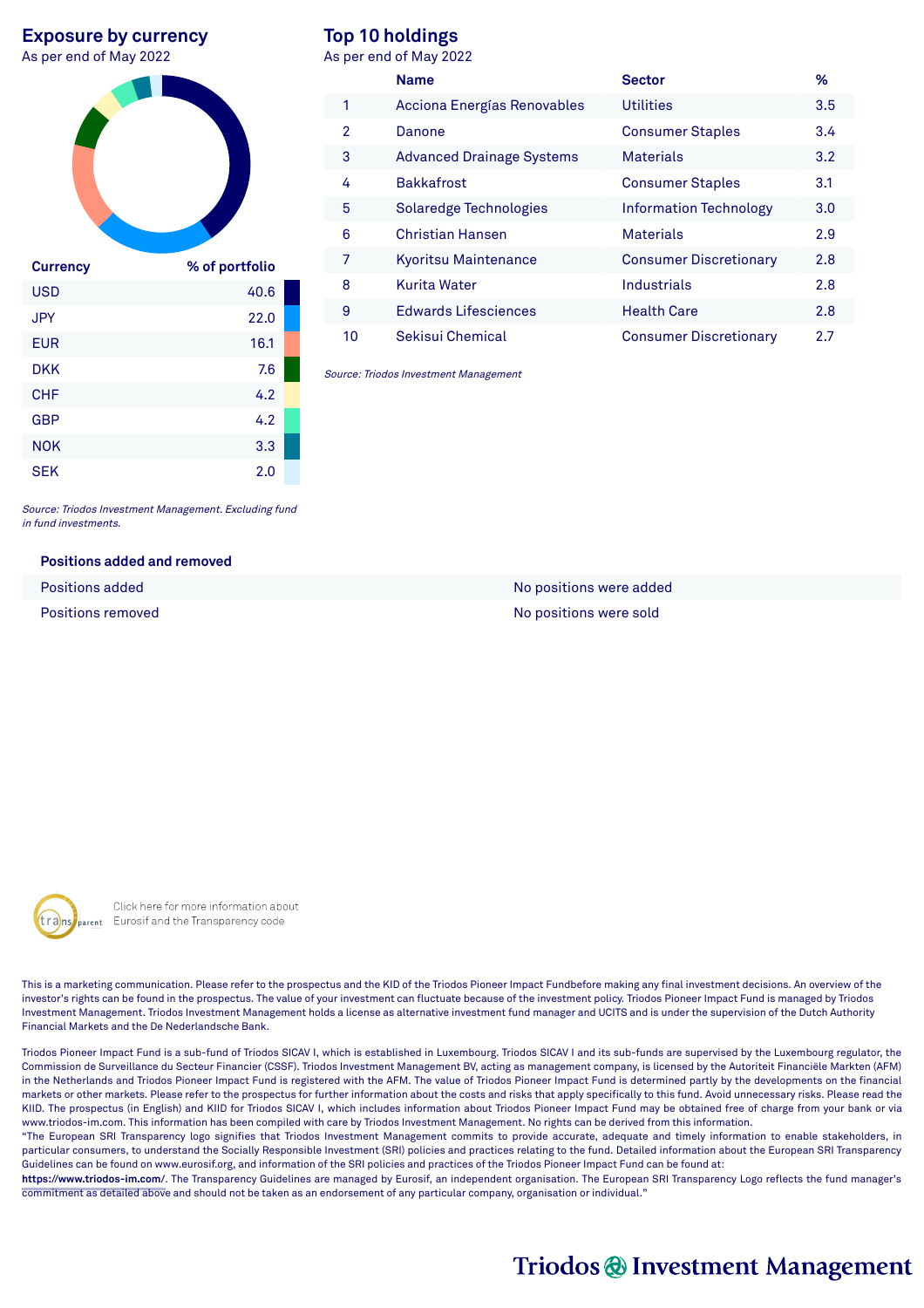## Exposure by currency

As per end of May 2022

| Currency | % of portfolio |
|---|---|
| USD | 40.6 |
| JPY | 22.0 |
| EUR | 16.1 |
| DKK | 7.6 |
| CHF | 4.2 |
| GBP | 4.2 |
| NOK | 3.3 |
| SEK | 2.0 |

*Source: Triodos Investment Management. Excluding fund in fund investments.*

## Top 10 holdings

As per end of May 2022

| | Name | Sector | % |
|---|---|---|---|
| 1 | Acciona Energías Renovables | Utilities | 3.5 |
| 2 | Danone | Consumer Staples | 3.4 |
| 3 | Advanced Drainage Systems | Materials | 3.2 |
| 4 | Bakkafrost | Consumer Staples | 3.1 |
| 5 | Solaredge Technologies | Information Technology | 3.0 |
| 6 | Christian Hansen | Materials | 2.9 |
| 7 | Kyoritsu Maintenance | Consumer Discretionary | 2.8 |
| 8 | Kurita Water | Industrials | 2.8 |
| 9 | Edwards Lifesciences | Health Care | 2.8 |
| 10 | Sekisui Chemical | Consumer Discretionary | 2.7 |

*Source: Triodos Investment Management*

### Positions added and removed

| | |
|---|---|
| Positions added | No positions were added |
| Positions removed | No positions were sold |

Click here for more information about Eurosif and the Transparency code

This is a marketing communication. Please refer to the prospectus and the KID of the Triodos Pioneer Impact Fundbefore making any final investment decisions. An overview of the investor's rights can be found in the prospectus. The value of your investment can fluctuate because of the investment policy. Triodos Pioneer Impact Fund is managed by Triodos Investment Management. Triodos Investment Management holds a license as alternative investment fund manager and UCITS and is under the supervision of the Dutch Authority Financial Markets and the De Nederlandsche Bank.

Triodos Pioneer Impact Fund is a sub-fund of Triodos SICAV I, which is established in Luxembourg. Triodos SICAV I and its sub-funds are supervised by the Luxembourg regulator, the Commission de Surveillance du Secteur Financier (CSSF). Triodos Investment Management BV, acting as management company, is licensed by the Autoriteit Financiële Markten (AFM) in the Netherlands and Triodos Pioneer Impact Fund is registered with the AFM. The value of Triodos Pioneer Impact Fund is determined partly by the developments on the financial markets or other markets. Please refer to the prospectus for further information about the costs and risks that apply specifically to this fund. Avoid unnecessary risks. Please read the KIID. The prospectus (in English) and KIID for Triodos SICAV I, which includes information about Triodos Pioneer Impact Fund may be obtained free of charge from your bank or via www.triodos-im.com. This information has been compiled with care by Triodos Investment Management. No rights can be derived from this information.
"The European SRI Transparency logo signifies that Triodos Investment Management commits to provide accurate, adequate and timely information to enable stakeholders, in particular consumers, to understand the Socially Responsible Investment (SRI) policies and practices relating to the fund. Detailed information about the European SRI Transparency Guidelines can be found on www.eurosif.org, and information of the SRI policies and practices of the Triodos Pioneer Impact Fund can be found at: **https://www.triodos-im.com/**. The Transparency Guidelines are managed by Eurosif, an independent organisation. The European SRI Transparency Logo reflects the fund manager's commitment as detailed above and should not be taken as an endorsement of any particular company, organisation or individual."

Triodos Investment Management